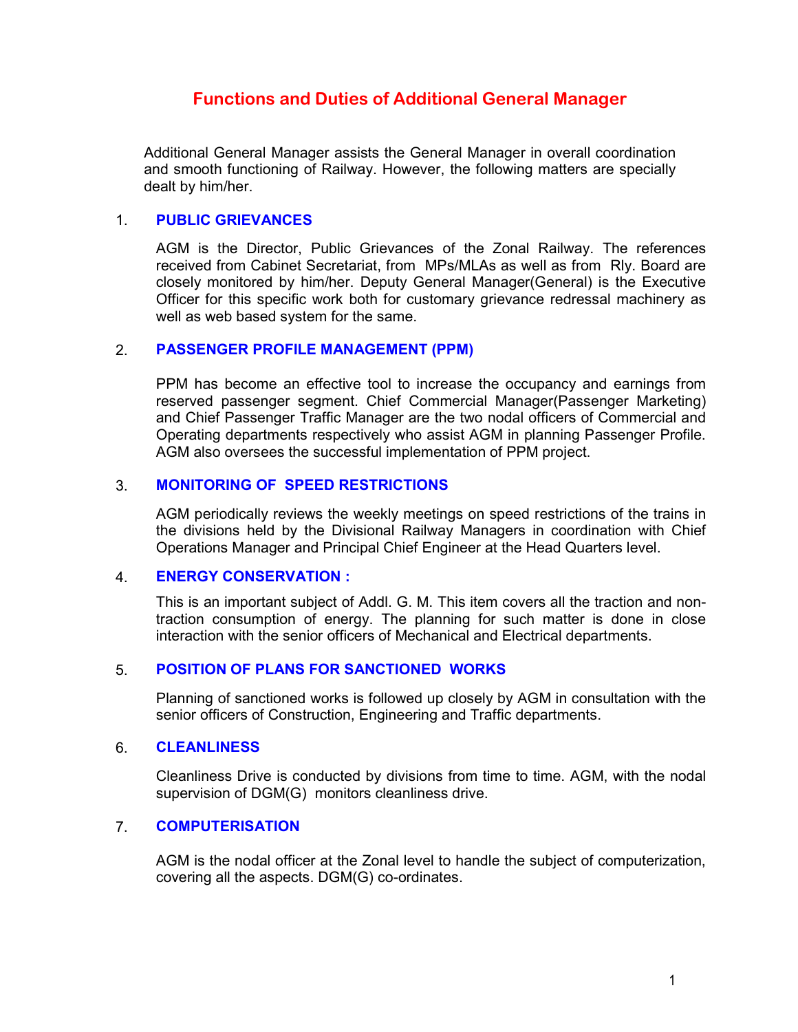# Functions and Duties of Additional General Manager

Additional General Manager assists the General Manager in overall coordination and smooth functioning of Railway. However, the following matters are specially dealt by him/her.

## 1. PUBLIC GRIEVANCES

AGM is the Director, Public Grievances of the Zonal Railway. The references received from Cabinet Secretariat, from MPs/MLAs as well as from Rly. Board are closely monitored by him/her. Deputy General Manager(General) is the Executive Officer for this specific work both for customary grievance redressal machinery as well as web based system for the same.

## 2. PASSENGER PROFILE MANAGEMENT (PPM)

PPM has become an effective tool to increase the occupancy and earnings from reserved passenger segment. Chief Commercial Manager(Passenger Marketing) and Chief Passenger Traffic Manager are the two nodal officers of Commercial and Operating departments respectively who assist AGM in planning Passenger Profile. AGM also oversees the successful implementation of PPM project.

## 3. MONITORING OF SPEED RESTRICTIONS

AGM periodically reviews the weekly meetings on speed restrictions of the trains in the divisions held by the Divisional Railway Managers in coordination with Chief Operations Manager and Principal Chief Engineer at the Head Quarters level.

## 4. ENERGY CONSERVATION :

This is an important subject of Addl. G. M. This item covers all the traction and non-traction consumption of energy. The planning for such matter is done in close interaction with the senior officers of Mechanical and Electrical departments.

## 5. POSITION OF PLANS FOR SANCTIONED WORKS

Planning of sanctioned works is followed up closely by AGM in consultation with the senior officers of Construction, Engineering and Traffic departments.

## 6. CLEANLINESS

Cleanliness Drive is conducted by divisions from time to time. AGM, with the nodal supervision of DGM(G) monitors cleanliness drive.

## 7. COMPUTERISATION

AGM is the nodal officer at the Zonal level to handle the subject of computerization, covering all the aspects. DGM(G) co-ordinates.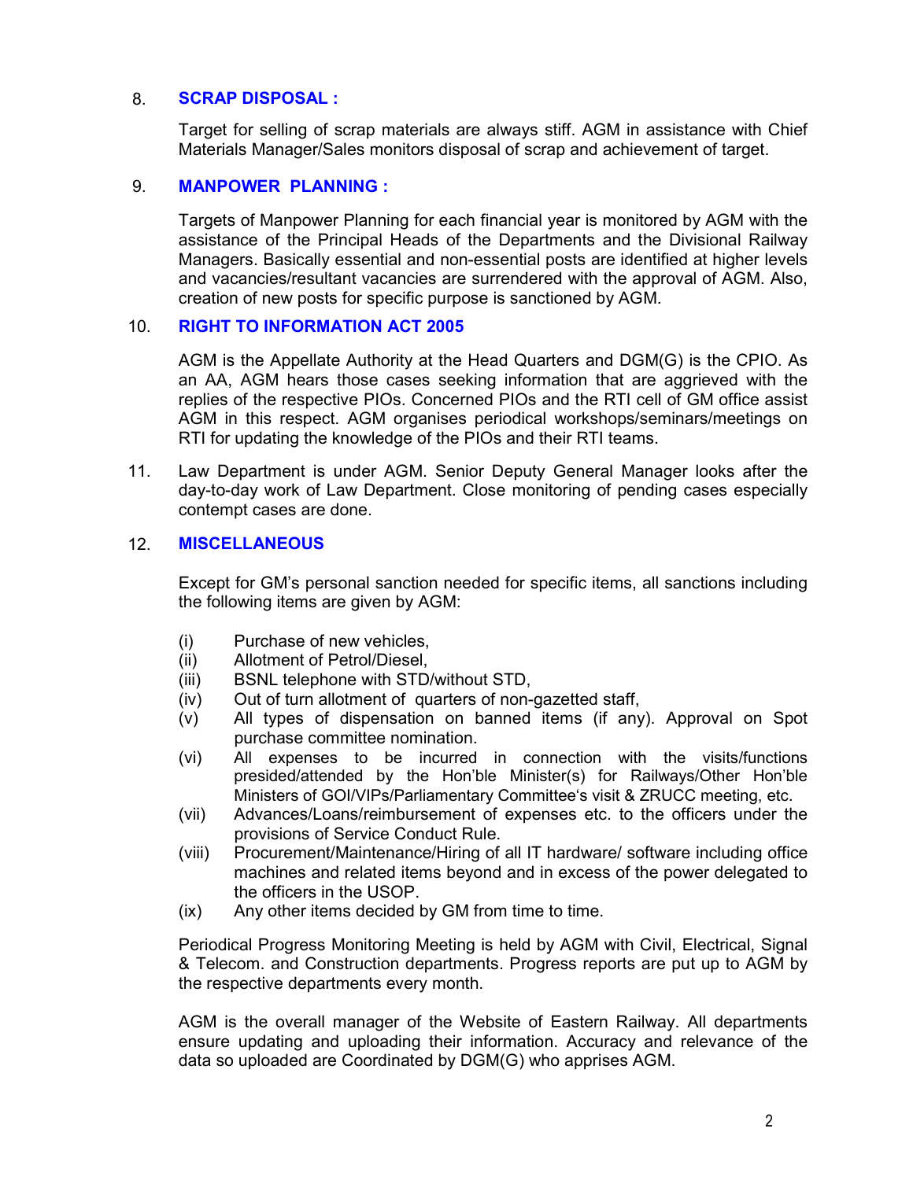## 8. SCRAP DISPOSAL :

Target for selling of scrap materials are always stiff. AGM in assistance with Chief Materials Manager/Sales monitors disposal of scrap and achievement of target.

## 9. MANPOWER PLANNING :

Targets of Manpower Planning for each financial year is monitored by AGM with the assistance of the Principal Heads of the Departments and the Divisional Railway Managers. Basically essential and non-essential posts are identified at higher levels and vacancies/resultant vacancies are surrendered with the approval of AGM. Also, creation of new posts for specific purpose is sanctioned by AGM.

## 10. RIGHT TO INFORMATION ACT 2005

AGM is the Appellate Authority at the Head Quarters and DGM(G) is the CPIO. As an AA, AGM hears those cases seeking information that are aggrieved with the replies of the respective PIOs. Concerned PIOs and the RTI cell of GM office assist AGM in this respect. AGM organises periodical workshops/seminars/meetings on RTI for updating the knowledge of the PIOs and their RTI teams.

11. Law Department is under AGM. Senior Deputy General Manager looks after the day-to-day work of Law Department. Close monitoring of pending cases especially contempt cases are done.

## 12. MISCELLANEOUS

Except for GM's personal sanction needed for specific items, all sanctions including the following items are given by AGM:

- (i) Purchase of new vehicles,
- (ii) Allotment of Petrol/Diesel,
- (iii) BSNL telephone with STD/without STD,
- (iv) Out of turn allotment of quarters of non-gazetted staff,
- (v) All types of dispensation on banned items (if any). Approval on Spot purchase committee nomination.
- (vi) All expenses to be incurred in connection with the visits/functions presided/attended by the Hon'ble Minister(s) for Railways/Other Hon'ble Ministers of GOI/VIPs/Parliamentary Committee's visit & ZRUCC meeting, etc.
- (vii) Advances/Loans/reimbursement of expenses etc. to the officers under the provisions of Service Conduct Rule.
- (viii) Procurement/Maintenance/Hiring of all IT hardware/ software including office machines and related items beyond and in excess of the power delegated to the officers in the USOP.
- (ix) Any other items decided by GM from time to time.

Periodical Progress Monitoring Meeting is held by AGM with Civil, Electrical, Signal & Telecom. and Construction departments. Progress reports are put up to AGM by the respective departments every month.

AGM is the overall manager of the Website of Eastern Railway. All departments ensure updating and uploading their information. Accuracy and relevance of the data so uploaded are Coordinated by DGM(G) who apprises AGM.